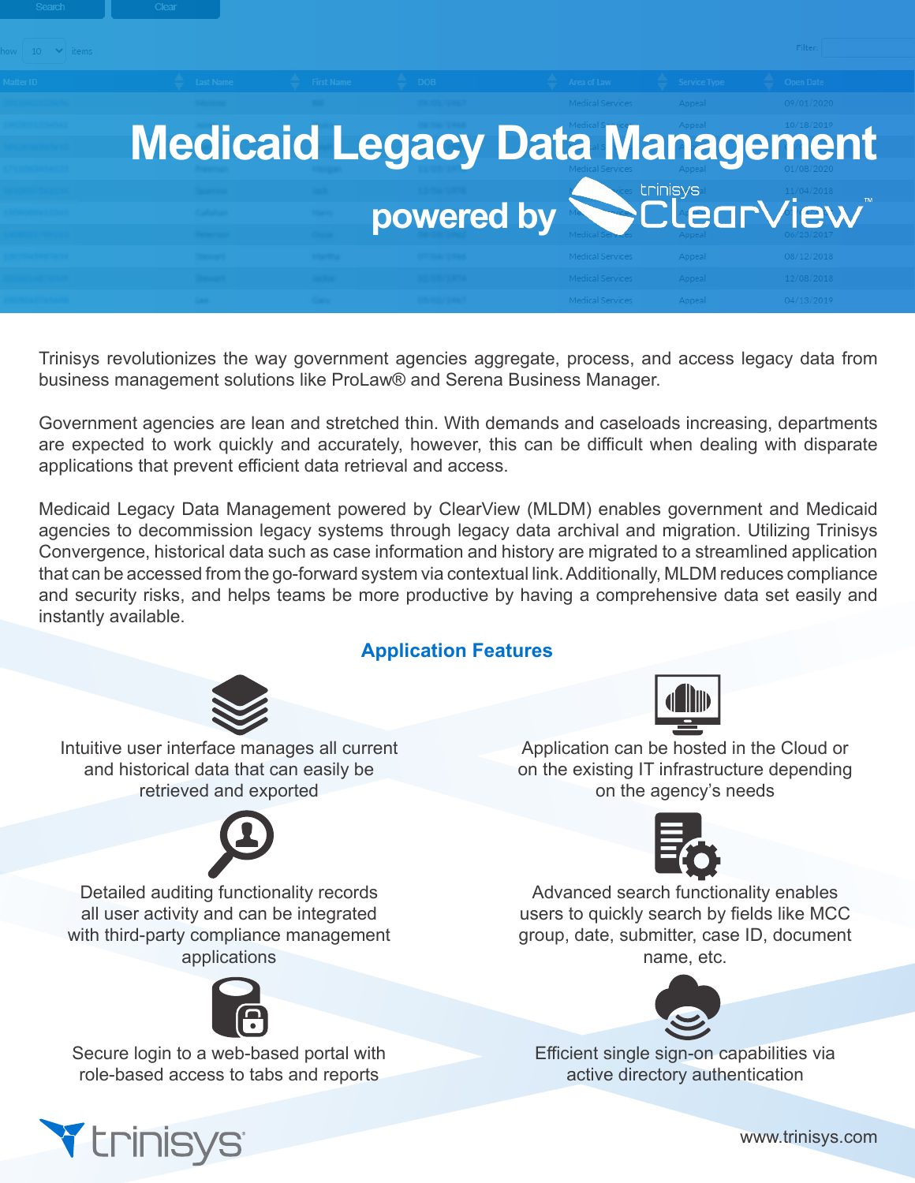# Medicaid Legacy Data Management

## powered by trinisys ClearView™

Trinisys revolutionizes the way government agencies aggregate, process, and access legacy data from business management solutions like ProLaw® and Serena Business Manager.

Government agencies are lean and stretched thin. With demands and caseloads increasing, departments are expected to work quickly and accurately, however, this can be difficult when dealing with disparate applications that prevent efficient data retrieval and access.

Medicaid Legacy Data Management powered by ClearView (MLDM) enables government and Medicaid agencies to decommission legacy systems through legacy data archival and migration. Utilizing Trinisys Convergence, historical data such as case information and history are migrated to a streamlined application that can be accessed from the go-forward system via contextual link. Additionally, MLDM reduces compliance and security risks, and helps teams be more productive by having a comprehensive data set easily and instantly available.

### Application Features

- Intuitive user interface manages all current and historical data that can easily be retrieved and exported
- Application can be hosted in the Cloud or on the existing IT infrastructure depending on the agency's needs
- Detailed auditing functionality records all user activity and can be integrated with third-party compliance management applications
- Advanced search functionality enables users to quickly search by fields like MCC group, date, submitter, case ID, document name, etc.
- Secure login to a web-based portal with role-based access to tabs and reports
- Efficient single sign-on capabilities via active directory authentication

trinisys

www.trinisys.com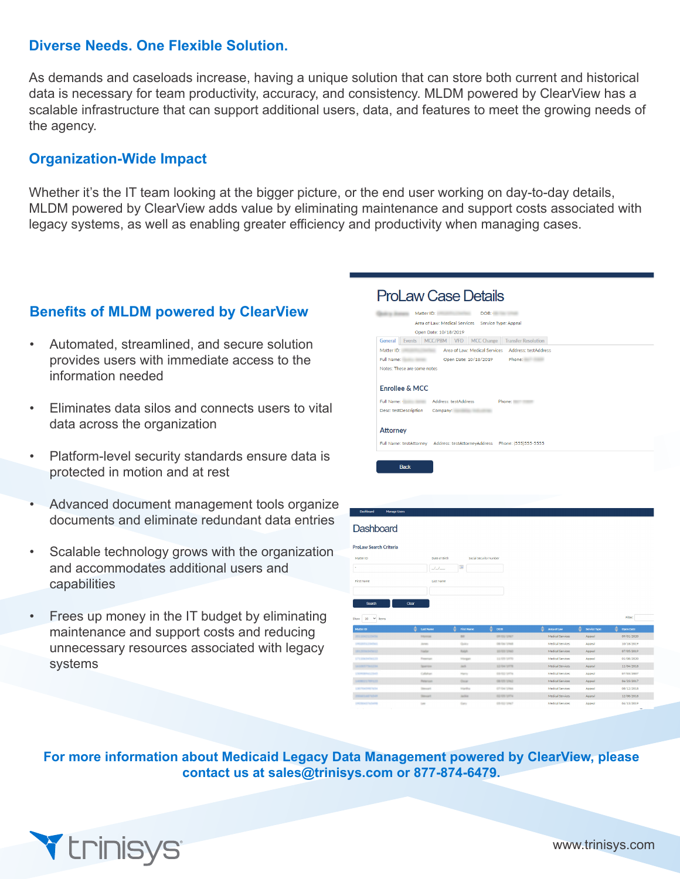## Diverse Needs. One Flexible Solution.

As demands and caseloads increase, having a unique solution that can store both current and historical data is necessary for team productivity, accuracy, and consistency. MLDM powered by ClearView has a scalable infrastructure that can support additional users, data, and features to meet the growing needs of the agency.

## Organization-Wide Impact

Whether it's the IT team looking at the bigger picture, or the end user working on day-to-day details, MLDM powered by ClearView adds value by eliminating maintenance and support costs associated with legacy systems, as well as enabling greater efficiency and productivity when managing cases.

## Benefits of MLDM powered by ClearView

- Automated, streamlined, and secure solution provides users with immediate access to the information needed
- Eliminates data silos and connects users to vital data across the organization
- Platform-level security standards ensure data is protected in motion and at rest
- Advanced document management tools organize documents and eliminate redundant data entries
- Scalable technology grows with the organization and accommodates additional users and capabilities
- Frees up money in the IT budget by eliminating maintenance and support costs and reducing unnecessary resources associated with legacy systems

**For more information about Medicaid Legacy Data Management powered by ClearView, please contact us at sales@trinisys.com or 877-874-6479.**

trinisys

www.trinisys.com